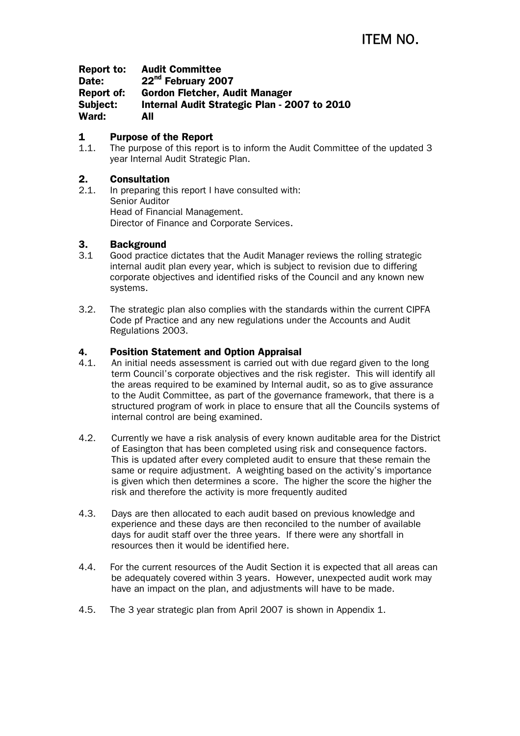ITEM NO.

**Report to:** **Audit Committee**
**Date:** **22nd February 2007**
**Report of:** **Gordon Fletcher, Audit Manager**
**Subject:** **Internal Audit Strategic Plan - 2007 to 2010**
**Ward:** **All**

## 1 Purpose of the Report

1.1. The purpose of this report is to inform the Audit Committee of the updated 3 year Internal Audit Strategic Plan.

## 2. Consultation

2.1. In preparing this report I have consulted with:
Senior Auditor
Head of Financial Management.
Director of Finance and Corporate Services.

## 3. Background

3.1 Good practice dictates that the Audit Manager reviews the rolling strategic internal audit plan every year, which is subject to revision due to differing corporate objectives and identified risks of the Council and any known new systems.

3.2. The strategic plan also complies with the standards within the current CIPFA Code pf Practice and any new regulations under the Accounts and Audit Regulations 2003.

## 4. Position Statement and Option Appraisal

4.1. An initial needs assessment is carried out with due regard given to the long term Council's corporate objectives and the risk register. This will identify all the areas required to be examined by Internal audit, so as to give assurance to the Audit Committee, as part of the governance framework, that there is a structured program of work in place to ensure that all the Councils systems of internal control are being examined.

4.2. Currently we have a risk analysis of every known auditable area for the District of Easington that has been completed using risk and consequence factors. This is updated after every completed audit to ensure that these remain the same or require adjustment. A weighting based on the activity's importance is given which then determines a score. The higher the score the higher the risk and therefore the activity is more frequently audited

4.3. Days are then allocated to each audit based on previous knowledge and experience and these days are then reconciled to the number of available days for audit staff over the three years. If there were any shortfall in resources then it would be identified here.

4.4. For the current resources of the Audit Section it is expected that all areas can be adequately covered within 3 years. However, unexpected audit work may have an impact on the plan, and adjustments will have to be made.

4.5. The 3 year strategic plan from April 2007 is shown in Appendix 1.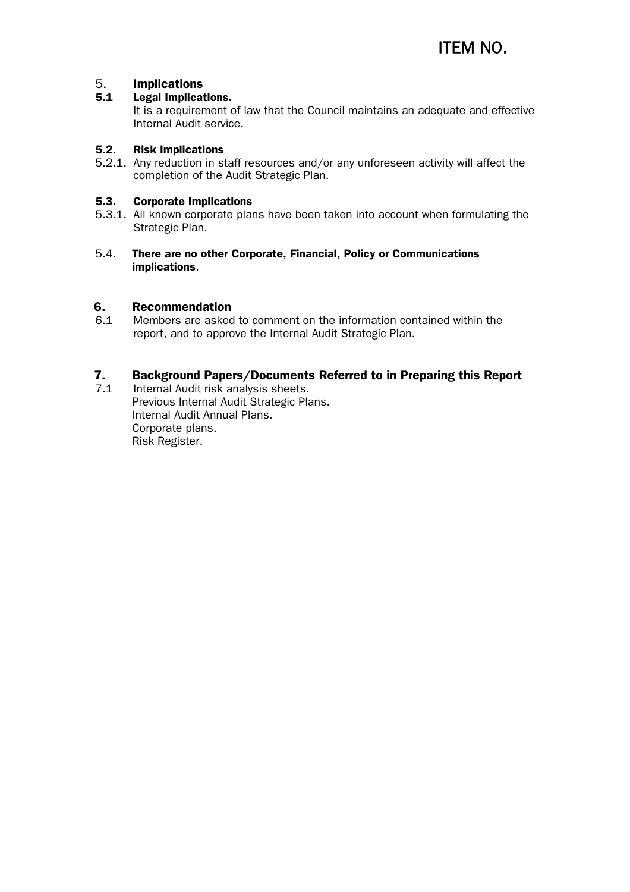# ITEM NO.

## 5. Implications

### 5.1 Legal Implications.

It is a requirement of law that the Council maintains an adequate and effective Internal Audit service.

### 5.2. Risk Implications

5.2.1. Any reduction in staff resources and/or any unforeseen activity will affect the completion of the Audit Strategic Plan.

### 5.3. Corporate Implications

5.3.1. All known corporate plans have been taken into account when formulating the Strategic Plan.

5.4. **There are no other Corporate, Financial, Policy or Communications implications**.

## 6. Recommendation

6.1 Members are asked to comment on the information contained within the report, and to approve the Internal Audit Strategic Plan.

## 7. Background Papers/Documents Referred to in Preparing this Report

7.1 Internal Audit risk analysis sheets.
Previous Internal Audit Strategic Plans.
Internal Audit Annual Plans.
Corporate plans.
Risk Register.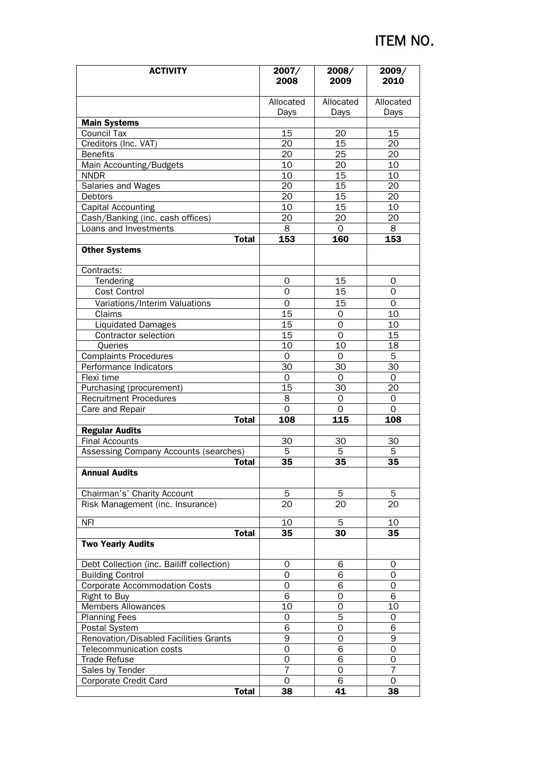# ITEM NO.

| ACTIVITY | 2007/ 2008 | 2008/ 2009 | 2009/ 2010 |
|---|---|---|---|
| | Allocated Days | Allocated Days | Allocated Days |
| **Main Systems** | | | |
| Council Tax | 15 | 20 | 15 |
| Creditors (Inc. VAT) | 20 | 15 | 20 |
| Benefits | 20 | 25 | 20 |
| Main Accounting/Budgets | 10 | 20 | 10 |
| NNDR | 10 | 15 | 10 |
| Salaries and Wages | 20 | 15 | 20 |
| Debtors | 20 | 15 | 20 |
| Capital Accounting | 10 | 15 | 10 |
| Cash/Banking (inc. cash offices) | 20 | 20 | 20 |
| Loans and Investments | 8 | 0 | 8 |
| **Total** | **153** | **160** | **153** |
| **Other Systems** | | | |
| Contracts: | | | |
| Tendering | 0 | 15 | 0 |
| Cost Control | 0 | 15 | 0 |
| Variations/Interim Valuations | 0 | 15 | 0 |
| Claims | 15 | 0 | 10 |
| Liquidated Damages | 15 | 0 | 10 |
| Contractor selection | 15 | 0 | 15 |
| Queries | 10 | 10 | 18 |
| Complaints Procedures | 0 | 0 | 5 |
| Performance Indicators | 30 | 30 | 30 |
| Flexi time | 0 | 0 | 0 |
| Purchasing (procurement) | 15 | 30 | 20 |
| Recruitment Procedures | 8 | 0 | 0 |
| Care and Repair | 0 | 0 | 0 |
| **Total** | **108** | **115** | **108** |
| **Regular Audits** | | | |
| Final Accounts | 30 | 30 | 30 |
| Assessing Company Accounts (searches) | 5 | 5 | 5 |
| **Total** | **35** | **35** | **35** |
| **Annual Audits** | | | |
| Chairman's' Charity Account | 5 | 5 | 5 |
| Risk Management (inc. Insurance) | 20 | 20 | 20 |
| NFI | 10 | 5 | 10 |
| **Total** | **35** | **30** | **35** |
| **Two Yearly Audits** | | | |
| Debt Collection (inc. Bailiff collection) | 0 | 6 | 0 |
| Building Control | 0 | 6 | 0 |
| Corporate Accommodation Costs | 0 | 6 | 0 |
| Right to Buy | 6 | 0 | 6 |
| Members Allowances | 10 | 0 | 10 |
| Planning Fees | 0 | 5 | 0 |
| Postal System | 6 | 0 | 6 |
| Renovation/Disabled Facilities Grants | 9 | 0 | 9 |
| Telecommunication costs | 0 | 6 | 0 |
| Trade Refuse | 0 | 6 | 0 |
| Sales by Tender | 7 | 0 | 7 |
| Corporate Credit Card | 0 | 6 | 0 |
| **Total** | **38** | **41** | **38** |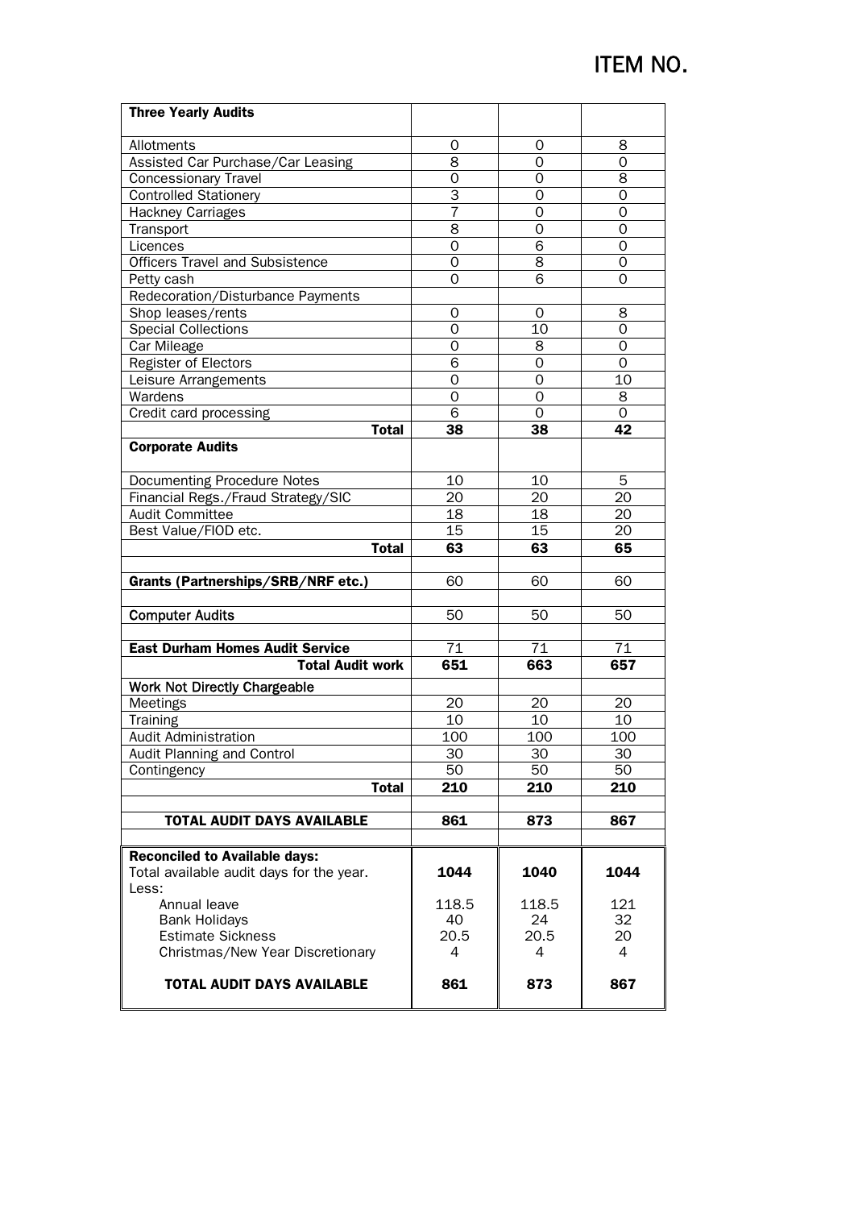# ITEM NO.

| | | | |
|---|---|---|---|
| **Three Yearly Audits** | | | |
| Allotments | 0 | 0 | 8 |
| Assisted Car Purchase/Car Leasing | 8 | 0 | 0 |
| Concessionary Travel | 0 | 0 | 8 |
| Controlled Stationery | 3 | 0 | 0 |
| Hackney Carriages | 7 | 0 | 0 |
| Transport | 8 | 0 | 0 |
| Licences | 0 | 6 | 0 |
| Officers Travel and Subsistence | 0 | 8 | 0 |
| Petty cash | 0 | 6 | 0 |
| Redecoration/Disturbance Payments | | | |
| Shop leases/rents | 0 | 0 | 8 |
| Special Collections | 0 | 10 | 0 |
| Car Mileage | 0 | 8 | 0 |
| Register of Electors | 6 | 0 | 0 |
| Leisure Arrangements | 0 | 0 | 10 |
| Wardens | 0 | 0 | 8 |
| Credit card processing | 6 | 0 | 0 |
| **Total** | **38** | **38** | **42** |
| **Corporate Audits** | | | |
| Documenting Procedure Notes | 10 | 10 | 5 |
| Financial Regs./Fraud Strategy/SIC | 20 | 20 | 20 |
| Audit Committee | 18 | 18 | 20 |
| Best Value/FIOD etc. | 15 | 15 | 20 |
| **Total** | **63** | **63** | **65** |
| | | | |
| **Grants (Partnerships/SRB/NRF etc.)** | 60 | 60 | 60 |
| | | | |
| **Computer Audits** | 50 | 50 | 50 |
| | | | |
| **East Durham Homes Audit Service** | 71 | 71 | 71 |
| **Total Audit work** | **651** | **663** | **657** |
| **Work Not Directly Chargeable** | | | |
| Meetings | 20 | 20 | 20 |
| Training | 10 | 10 | 10 |
| Audit Administration | 100 | 100 | 100 |
| Audit Planning and Control | 30 | 30 | 30 |
| Contingency | 50 | 50 | 50 |
| **Total** | **210** | **210** | **210** |
| | | | |
| **TOTAL AUDIT DAYS AVAILABLE** | **861** | **873** | **867** |
| | | | |
| **Reconciled to Available days:** | | | |
| Total available audit days for the year. | **1044** | **1040** | **1044** |
| Less: | | | |
| Annual leave | 118.5 | 118.5 | 121 |
| Bank Holidays | 40 | 24 | 32 |
| Estimate Sickness | 20.5 | 20.5 | 20 |
| Christmas/New Year Discretionary | 4 | 4 | 4 |
| **TOTAL AUDIT DAYS AVAILABLE** | **861** | **873** | **867** |